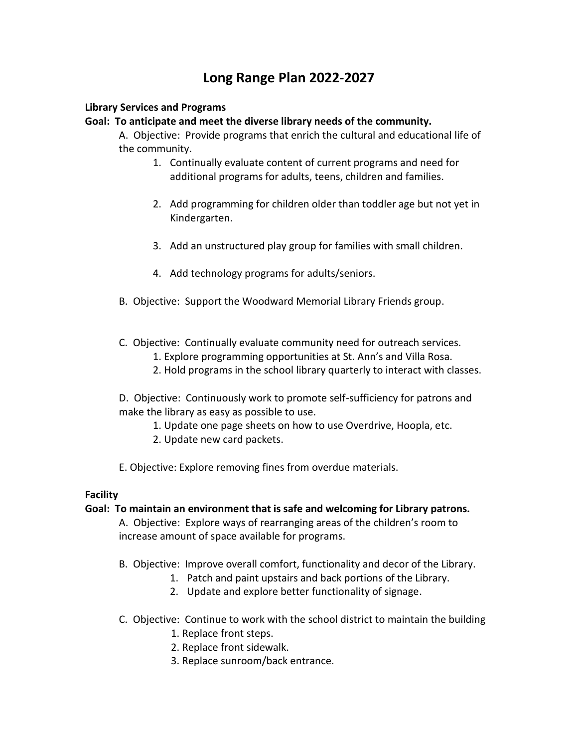# Long Range Plan 2022-2027

**Library Services and Programs**

**Goal: To anticipate and meet the diverse library needs of the community.**

A. Objective: Provide programs that enrich the cultural and educational life of the community.

1. Continually evaluate content of current programs and need for additional programs for adults, teens, children and families.
2. Add programming for children older than toddler age but not yet in Kindergarten.
3. Add an unstructured play group for families with small children.
4. Add technology programs for adults/seniors.

B. Objective: Support the Woodward Memorial Library Friends group.

C. Objective: Continually evaluate community need for outreach services.

1. Explore programming opportunities at St. Ann's and Villa Rosa.
2. Hold programs in the school library quarterly to interact with classes.

D. Objective: Continuously work to promote self-sufficiency for patrons and make the library as easy as possible to use.

1. Update one page sheets on how to use Overdrive, Hoopla, etc.
2. Update new card packets.

E. Objective: Explore removing fines from overdue materials.

**Facility**

**Goal: To maintain an environment that is safe and welcoming for Library patrons.**

A. Objective: Explore ways of rearranging areas of the children's room to increase amount of space available for programs.

B. Objective: Improve overall comfort, functionality and decor of the Library.

1. Patch and paint upstairs and back portions of the Library.
2. Update and explore better functionality of signage.

C. Objective: Continue to work with the school district to maintain the building

1. Replace front steps.
2. Replace front sidewalk.
3. Replace sunroom/back entrance.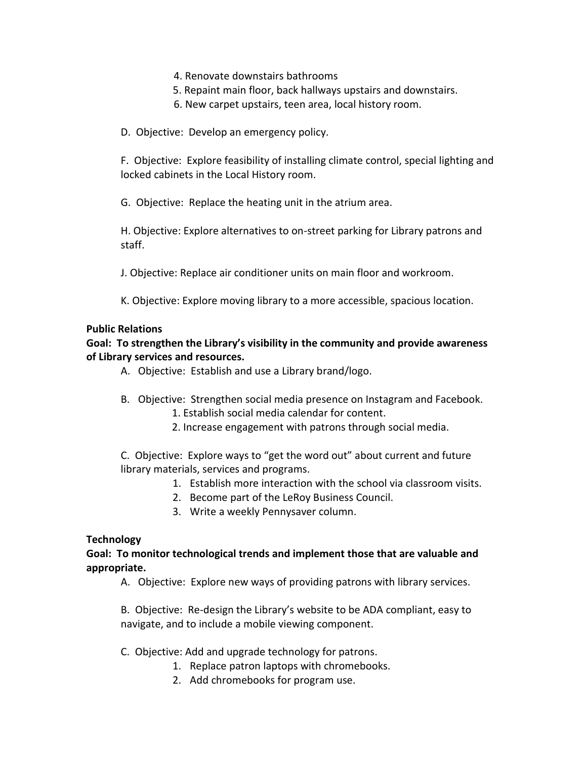4. Renovate downstairs bathrooms
5. Repaint main floor, back hallways upstairs and downstairs.
6. New carpet upstairs, teen area, local history room.

D. Objective: Develop an emergency policy.

F. Objective: Explore feasibility of installing climate control, special lighting and locked cabinets in the Local History room.

G. Objective: Replace the heating unit in the atrium area.

H. Objective: Explore alternatives to on-street parking for Library patrons and staff.

J. Objective: Replace air conditioner units on main floor and workroom.

K. Objective: Explore moving library to a more accessible, spacious location.

**Public Relations**

**Goal: To strengthen the Library's visibility in the community and provide awareness of Library services and resources.**

A. Objective: Establish and use a Library brand/logo.

B. Objective: Strengthen social media presence on Instagram and Facebook.
   1. Establish social media calendar for content.
   2. Increase engagement with patrons through social media.

C. Objective: Explore ways to "get the word out" about current and future library materials, services and programs.
   1. Establish more interaction with the school via classroom visits.
   2. Become part of the LeRoy Business Council.
   3. Write a weekly Pennysaver column.

**Technology**

**Goal: To monitor technological trends and implement those that are valuable and appropriate.**

A. Objective: Explore new ways of providing patrons with library services.

B. Objective: Re-design the Library's website to be ADA compliant, easy to navigate, and to include a mobile viewing component.

C. Objective: Add and upgrade technology for patrons.
   1. Replace patron laptops with chromebooks.
   2. Add chromebooks for program use.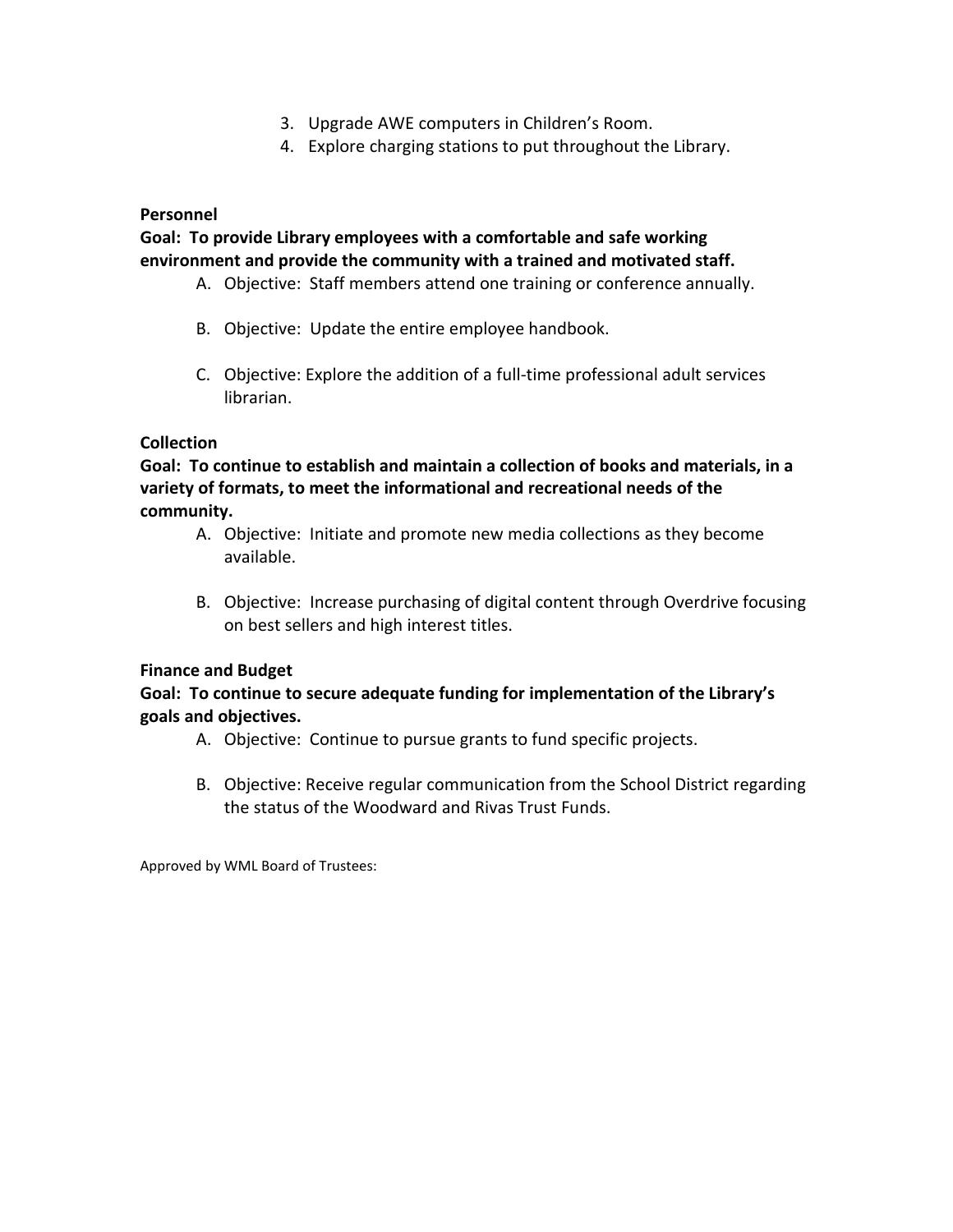3. Upgrade AWE computers in Children's Room.
4. Explore charging stations to put throughout the Library.

**Personnel**

**Goal: To provide Library employees with a comfortable and safe working environment and provide the community with a trained and motivated staff.**

A. Objective: Staff members attend one training or conference annually.

B. Objective: Update the entire employee handbook.

C. Objective: Explore the addition of a full-time professional adult services librarian.

**Collection**

**Goal: To continue to establish and maintain a collection of books and materials, in a variety of formats, to meet the informational and recreational needs of the community.**

A. Objective: Initiate and promote new media collections as they become available.

B. Objective: Increase purchasing of digital content through Overdrive focusing on best sellers and high interest titles.

**Finance and Budget**

**Goal: To continue to secure adequate funding for implementation of the Library's goals and objectives.**

A. Objective: Continue to pursue grants to fund specific projects.

B. Objective: Receive regular communication from the School District regarding the status of the Woodward and Rivas Trust Funds.

Approved by WML Board of Trustees: